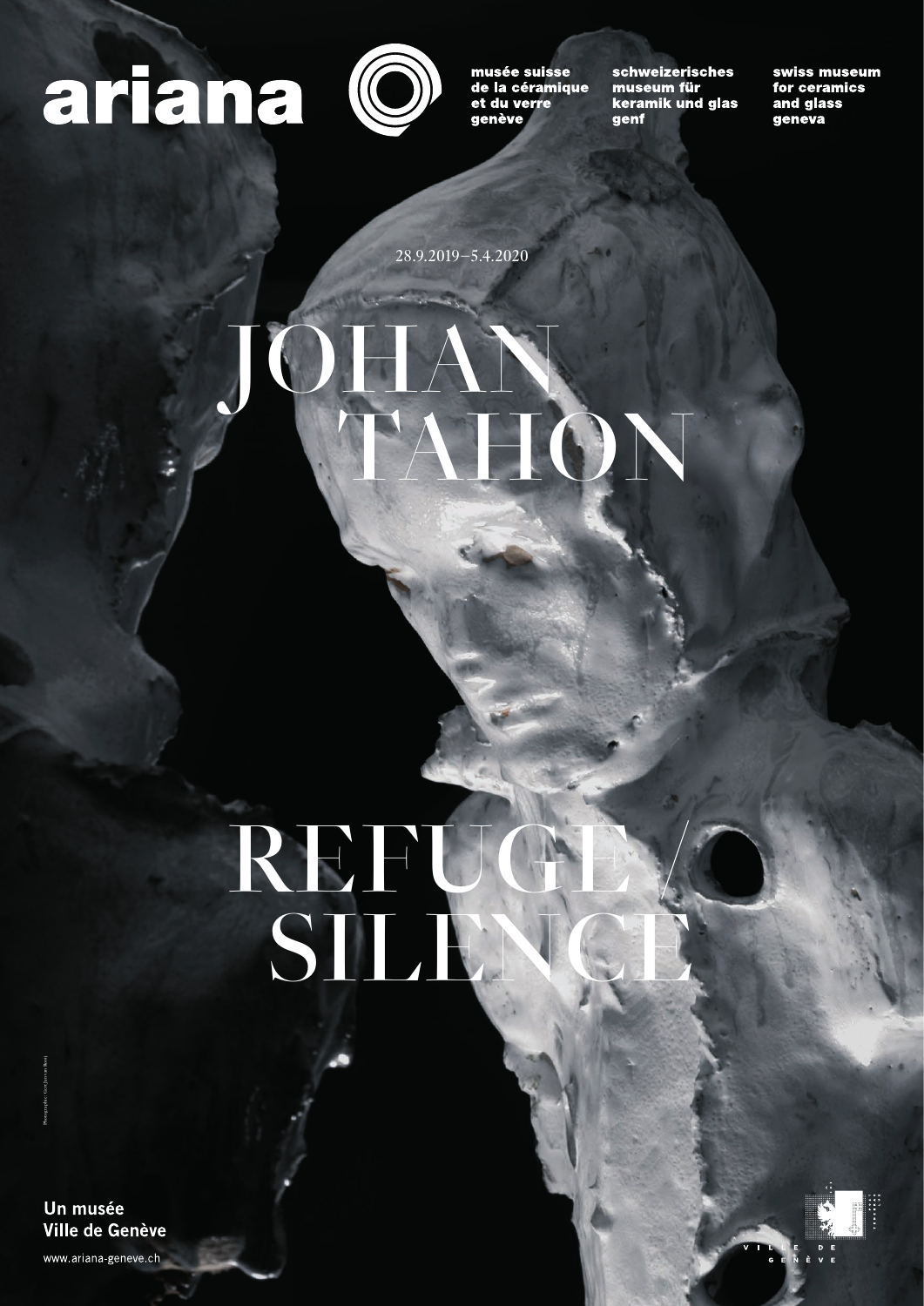ariana

musée suisse de la céramique et du verre genève

schweizerisches museum für keramik und glas genf

swiss museum for ceramics and glass geneva

28.9.2019–5.4.2020

# JOHAN TAHON

# REFUGE / SILENCE

Un musée Ville de Genève

www.ariana-geneve.ch

VILLE DE GENÈVE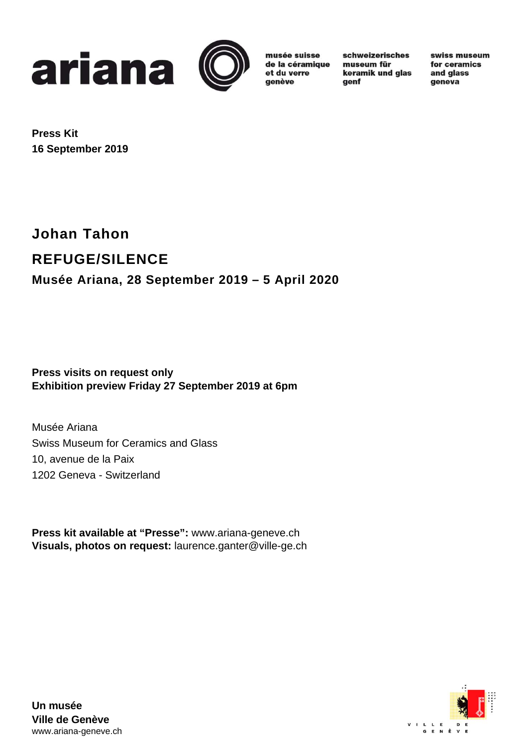ariana

musée suisse de la céramique et du verre genève

schweizerisches museum für keramik und glas genf

swiss museum for ceramics and glass geneva

**Press Kit**
**16 September 2019**

# Johan Tahon

## REFUGE/SILENCE

### Musée Ariana, 28 September 2019 – 5 April 2020

**Press visits on request only**
**Exhibition preview Friday 27 September 2019 at 6pm**

Musée Ariana
Swiss Museum for Ceramics and Glass
10, avenue de la Paix
1202 Geneva - Switzerland

**Press kit available at “Presse”:** www.ariana-geneve.ch
**Visuals, photos on request:** laurence.ganter@ville-ge.ch

**Un musée**
**Ville de Genève**
www.ariana-geneve.ch

VILLE DE GENÈVE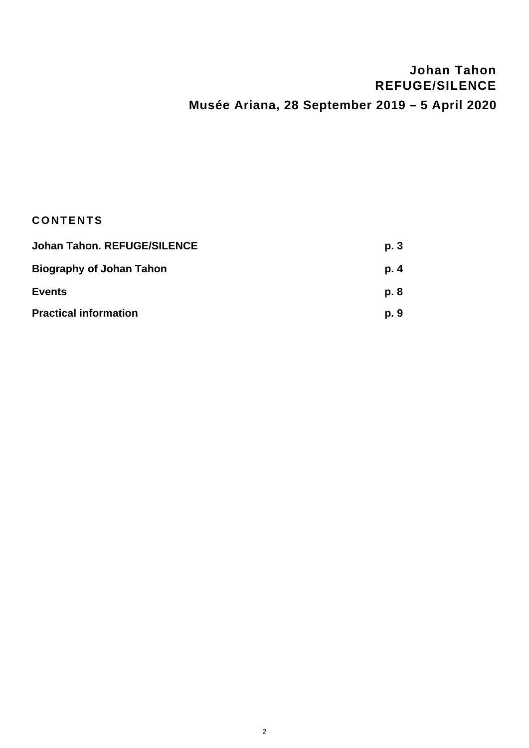**Johan Tahon**
**REFUGE/SILENCE**
**Musée Ariana, 28 September 2019 – 5 April 2020**

## CONTENTS

| | |
|---|---|
| **Johan Tahon. REFUGE/SILENCE** | **p. 3** |
| **Biography of Johan Tahon** | **p. 4** |
| **Events** | **p. 8** |
| **Practical information** | **p. 9** |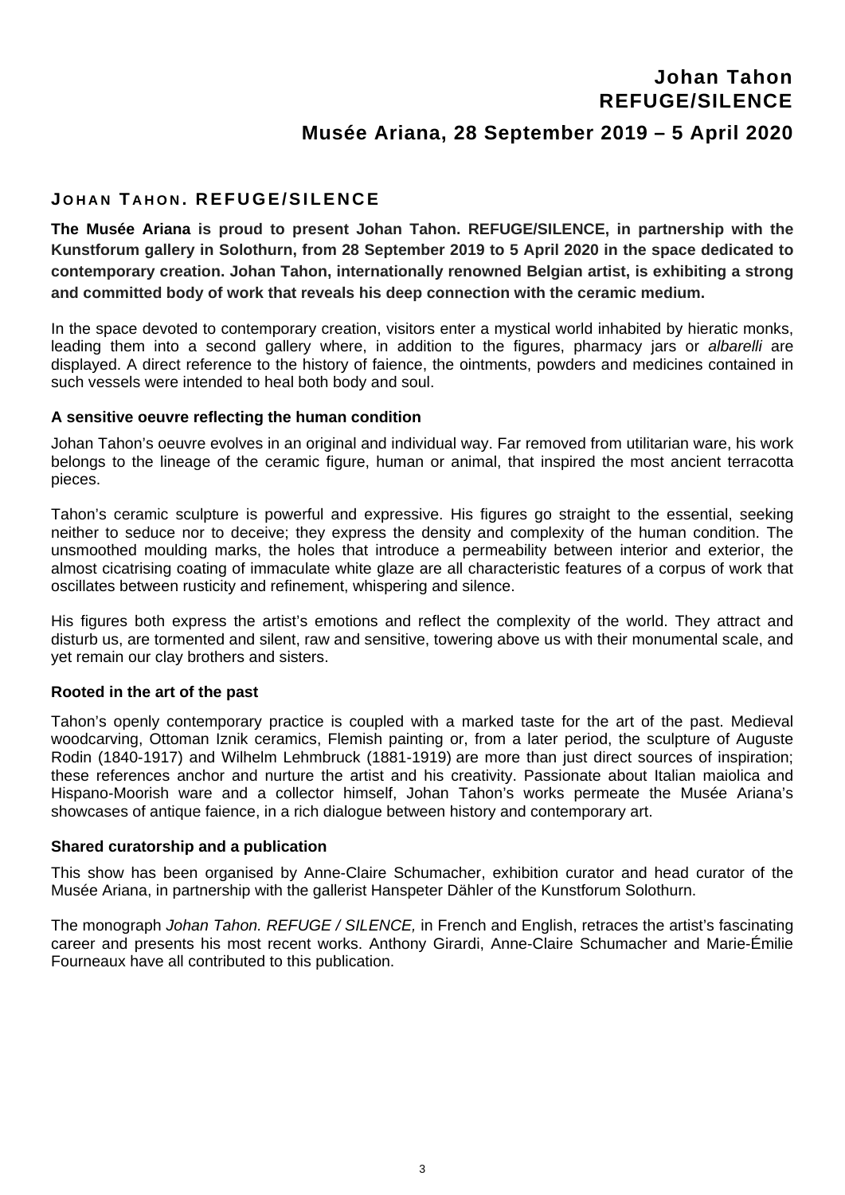# Johan Tahon
# REFUGE/SILENCE
## Musée Ariana, 28 September 2019 – 5 April 2020

## JOHAN TAHON. REFUGE/SILENCE

**The Musée Ariana is proud to present Johan Tahon. REFUGE/SILENCE, in partnership with the Kunstforum gallery in Solothurn, from 28 September 2019 to 5 April 2020 in the space dedicated to contemporary creation. Johan Tahon, internationally renowned Belgian artist, is exhibiting a strong and committed body of work that reveals his deep connection with the ceramic medium.**

In the space devoted to contemporary creation, visitors enter a mystical world inhabited by hieratic monks, leading them into a second gallery where, in addition to the figures, pharmacy jars or *albarelli* are displayed. A direct reference to the history of faience, the ointments, powders and medicines contained in such vessels were intended to heal both body and soul.

### A sensitive oeuvre reflecting the human condition

Johan Tahon's oeuvre evolves in an original and individual way. Far removed from utilitarian ware, his work belongs to the lineage of the ceramic figure, human or animal, that inspired the most ancient terracotta pieces.

Tahon's ceramic sculpture is powerful and expressive. His figures go straight to the essential, seeking neither to seduce nor to deceive; they express the density and complexity of the human condition. The unsmoothed moulding marks, the holes that introduce a permeability between interior and exterior, the almost cicatrising coating of immaculate white glaze are all characteristic features of a corpus of work that oscillates between rusticity and refinement, whispering and silence.

His figures both express the artist's emotions and reflect the complexity of the world. They attract and disturb us, are tormented and silent, raw and sensitive, towering above us with their monumental scale, and yet remain our clay brothers and sisters.

### Rooted in the art of the past

Tahon's openly contemporary practice is coupled with a marked taste for the art of the past. Medieval woodcarving, Ottoman Iznik ceramics, Flemish painting or, from a later period, the sculpture of Auguste Rodin (1840-1917) and Wilhelm Lehmbruck (1881-1919) are more than just direct sources of inspiration; these references anchor and nurture the artist and his creativity. Passionate about Italian maiolica and Hispano-Moorish ware and a collector himself, Johan Tahon's works permeate the Musée Ariana's showcases of antique faience, in a rich dialogue between history and contemporary art.

### Shared curatorship and a publication

This show has been organised by Anne-Claire Schumacher, exhibition curator and head curator of the Musée Ariana, in partnership with the gallerist Hanspeter Dähler of the Kunstforum Solothurn.

The monograph *Johan Tahon. REFUGE / SILENCE,* in French and English, retraces the artist's fascinating career and presents his most recent works. Anthony Girardi, Anne-Claire Schumacher and Marie-Émilie Fourneaux have all contributed to this publication.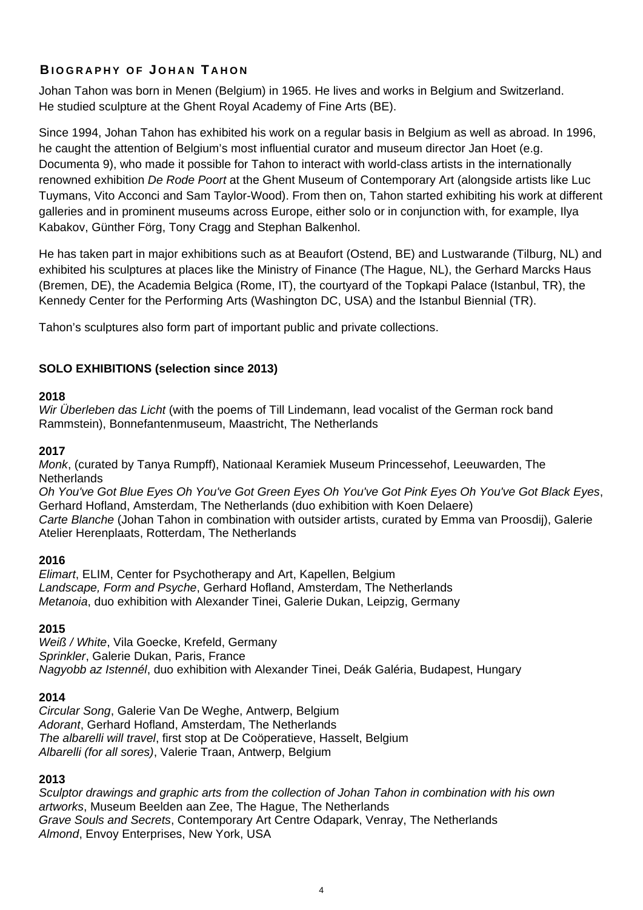## Biography of Johan Tahon

Johan Tahon was born in Menen (Belgium) in 1965. He lives and works in Belgium and Switzerland.
He studied sculpture at the Ghent Royal Academy of Fine Arts (BE).

Since 1994, Johan Tahon has exhibited his work on a regular basis in Belgium as well as abroad. In 1996, he caught the attention of Belgium's most influential curator and museum director Jan Hoet (e.g. Documenta 9), who made it possible for Tahon to interact with world-class artists in the internationally renowned exhibition *De Rode Poort* at the Ghent Museum of Contemporary Art (alongside artists like Luc Tuymans, Vito Acconci and Sam Taylor-Wood). From then on, Tahon started exhibiting his work at different galleries and in prominent museums across Europe, either solo or in conjunction with, for example, Ilya Kabakov, Günther Förg, Tony Cragg and Stephan Balkenhol.

He has taken part in major exhibitions such as at Beaufort (Ostend, BE) and Lustwarande (Tilburg, NL) and exhibited his sculptures at places like the Ministry of Finance (The Hague, NL), the Gerhard Marcks Haus (Bremen, DE), the Academia Belgica (Rome, IT), the courtyard of the Topkapi Palace (Istanbul, TR), the Kennedy Center for the Performing Arts (Washington DC, USA) and the Istanbul Biennial (TR).

Tahon's sculptures also form part of important public and private collections.

### SOLO EXHIBITIONS (selection since 2013)

**2018**
*Wir Überleben das Licht* (with the poems of Till Lindemann, lead vocalist of the German rock band Rammstein), Bonnefantenmuseum, Maastricht, The Netherlands

**2017**
*Monk*, (curated by Tanya Rumpff), Nationaal Keramiek Museum Princessehof, Leeuwarden, The Netherlands
*Oh You've Got Blue Eyes Oh You've Got Green Eyes Oh You've Got Pink Eyes Oh You've Got Black Eyes*, Gerhard Hofland, Amsterdam, The Netherlands (duo exhibition with Koen Delaere)
*Carte Blanche* (Johan Tahon in combination with outsider artists, curated by Emma van Proosdij), Galerie Atelier Herenplaats, Rotterdam, The Netherlands

**2016**
*Elimart*, ELIM, Center for Psychotherapy and Art, Kapellen, Belgium
*Landscape, Form and Psyche*, Gerhard Hofland, Amsterdam, The Netherlands
*Metanoia*, duo exhibition with Alexander Tinei, Galerie Dukan, Leipzig, Germany

**2015**
*Weiß / White*, Vila Goecke, Krefeld, Germany
*Sprinkler*, Galerie Dukan, Paris, France
*Nagyobb az Istennél*, duo exhibition with Alexander Tinei, Deák Galéria, Budapest, Hungary

**2014**
*Circular Song*, Galerie Van De Weghe, Antwerp, Belgium
*Adorant*, Gerhard Hofland, Amsterdam, The Netherlands
*The albarelli will travel*, first stop at De Coöperatieve, Hasselt, Belgium
*Albarelli (for all sores)*, Valerie Traan, Antwerp, Belgium

**2013**
*Sculptor drawings and graphic arts from the collection of Johan Tahon in combination with his own artworks*, Museum Beelden aan Zee, The Hague, The Netherlands
*Grave Souls and Secrets*, Contemporary Art Centre Odapark, Venray, The Netherlands
*Almond*, Envoy Enterprises, New York, USA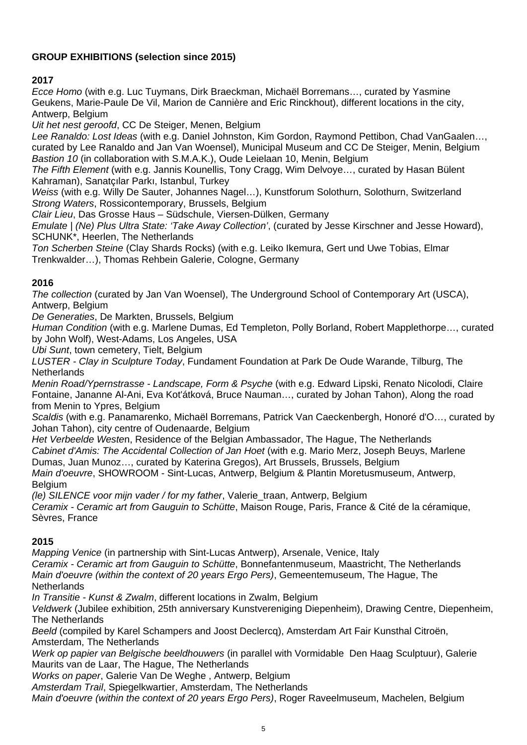**GROUP EXHIBITIONS (selection since 2015)**

**2017**

*Ecce Homo* (with e.g. Luc Tuymans, Dirk Braeckman, Michaël Borremans…, curated by Yasmine Geukens, Marie-Paule De Vil, Marion de Cannière and Eric Rinckhout), different locations in the city, Antwerp, Belgium
*Uit het nest geroofd*, CC De Steiger, Menen, Belgium
*Lee Ranaldo: Lost Ideas* (with e.g. Daniel Johnston, Kim Gordon, Raymond Pettibon, Chad VanGaalen…, curated by Lee Ranaldo and Jan Van Woensel), Municipal Museum and CC De Steiger, Menin, Belgium
*Bastion 10* (in collaboration with S.M.A.K.), Oude Leielaan 10, Menin, Belgium
*The Fifth Element* (with e.g. Jannis Kounellis, Tony Cragg, Wim Delvoye…, curated by Hasan Bülent Kahraman), Sanatçılar Parkı, Istanbul, Turkey
*Weiss* (with e.g. Willy De Sauter, Johannes Nagel…), Kunstforum Solothurn, Solothurn, Switzerland
*Strong Waters*, Rossicontemporary, Brussels, Belgium
*Clair Lieu*, Das Grosse Haus – Südschule, Viersen-Dülken, Germany
*Emulate | (Ne) Plus Ultra State: 'Take Away Collection'*, (curated by Jesse Kirschner and Jesse Howard), SCHUNK*, Heerlen, The Netherlands
*Ton Scherben Steine* (Clay Shards Rocks) (with e.g. Leiko Ikemura, Gert und Uwe Tobias, Elmar Trenkwalder…), Thomas Rehbein Galerie, Cologne, Germany

**2016**

*The collection* (curated by Jan Van Woensel), The Underground School of Contemporary Art (USCA), Antwerp, Belgium
*De Generaties*, De Markten, Brussels, Belgium
*Human Condition* (with e.g. Marlene Dumas, Ed Templeton, Polly Borland, Robert Mapplethorpe…, curated by John Wolf), West-Adams, Los Angeles, USA
*Ubi Sunt*, town cemetery, Tielt, Belgium
*LUSTER - Clay in Sculpture Today*, Fundament Foundation at Park De Oude Warande, Tilburg, The Netherlands
*Menin Road/Ypernstrasse - Landscape, Form & Psyche* (with e.g. Edward Lipski, Renato Nicolodi, Claire Fontaine, Jananne Al-Ani, Eva Kot'átková, Bruce Nauman…, curated by Johan Tahon), Along the road from Menin to Ypres, Belgium
*Scaldis* (with e.g. Panamarenko, Michaël Borremans, Patrick Van Caeckenbergh, Honoré d'O…, curated by Johan Tahon), city centre of Oudenaarde, Belgium
*Het Verbeelde Westen*, Residence of the Belgian Ambassador, The Hague, The Netherlands
*Cabinet d'Amis: The Accidental Collection of Jan Hoet* (with e.g. Mario Merz, Joseph Beuys, Marlene Dumas, Juan Munoz…, curated by Katerina Gregos), Art Brussels, Brussels, Belgium
*Main d'oeuvre*, SHOWROOM - Sint-Lucas, Antwerp, Belgium & Plantin Moretusmuseum, Antwerp, Belgium
*(le) SILENCE voor mijn vader / for my father*, Valerie_traan, Antwerp, Belgium
*Ceramix - Ceramic art from Gauguin to Schütte*, Maison Rouge, Paris, France & Cité de la céramique, Sèvres, France

**2015**

*Mapping Venice* (in partnership with Sint-Lucas Antwerp), Arsenale, Venice, Italy
*Ceramix - Ceramic art from Gauguin to Schütte*, Bonnefantenmuseum, Maastricht, The Netherlands
*Main d'oeuvre (within the context of 20 years Ergo Pers)*, Gemeentemuseum, The Hague, The Netherlands
*In Transitie - Kunst & Zwalm*, different locations in Zwalm, Belgium
*Veldwerk* (Jubilee exhibition, 25th anniversary Kunstvereniging Diepenheim), Drawing Centre, Diepenheim, The Netherlands
*Beeld* (compiled by Karel Schampers and Joost Declercq), Amsterdam Art Fair Kunsthal Citroën, Amsterdam, The Netherlands
*Werk op papier van Belgische beeldhouwers* (in parallel with Vormidable Den Haag Sculptuur), Galerie Maurits van de Laar, The Hague, The Netherlands
*Works on paper*, Galerie Van De Weghe , Antwerp, Belgium
*Amsterdam Trail*, Spiegelkwartier, Amsterdam, The Netherlands
*Main d'oeuvre (within the context of 20 years Ergo Pers)*, Roger Raveelmuseum, Machelen, Belgium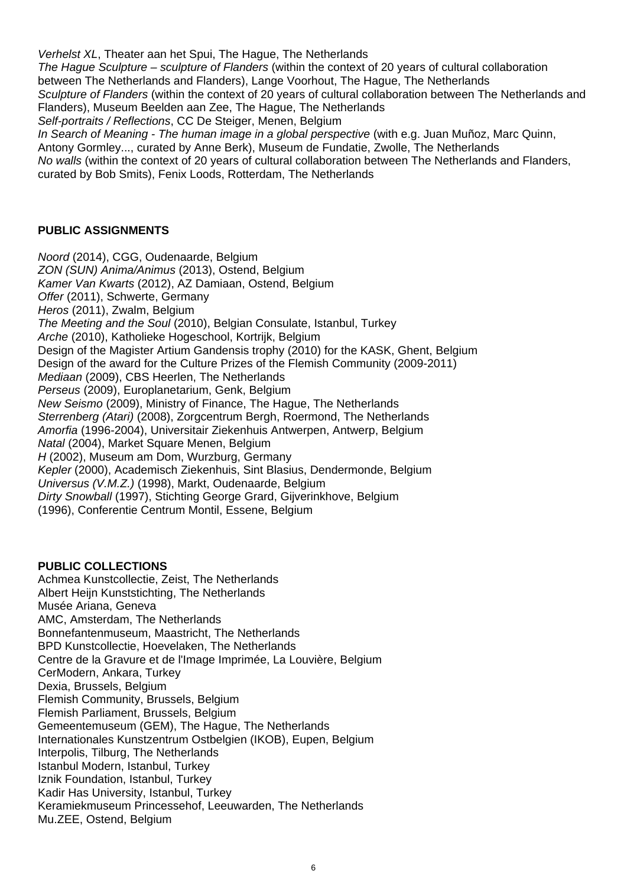*Verhelst XL*, Theater aan het Spui, The Hague, The Netherlands
*The Hague Sculpture – sculpture of Flanders* (within the context of 20 years of cultural collaboration between The Netherlands and Flanders), Lange Voorhout, The Hague, The Netherlands
*Sculpture of Flanders* (within the context of 20 years of cultural collaboration between The Netherlands and Flanders), Museum Beelden aan Zee, The Hague, The Netherlands
*Self-portraits / Reflections*, CC De Steiger, Menen, Belgium
*In Search of Meaning - The human image in a global perspective* (with e.g. Juan Muñoz, Marc Quinn, Antony Gormley..., curated by Anne Berk), Museum de Fundatie, Zwolle, The Netherlands
*No walls* (within the context of 20 years of cultural collaboration between The Netherlands and Flanders, curated by Bob Smits), Fenix Loods, Rotterdam, The Netherlands

**PUBLIC ASSIGNMENTS**

*Noord* (2014), CGG, Oudenaarde, Belgium
*ZON (SUN) Anima/Animus* (2013), Ostend, Belgium
*Kamer Van Kwarts* (2012), AZ Damiaan, Ostend, Belgium
*Offer* (2011), Schwerte, Germany
*Heros* (2011), Zwalm, Belgium
*The Meeting and the Soul* (2010), Belgian Consulate, Istanbul, Turkey
*Arche* (2010), Katholieke Hogeschool, Kortrijk, Belgium
Design of the Magister Artium Gandensis trophy (2010) for the KASK, Ghent, Belgium
Design of the award for the Culture Prizes of the Flemish Community (2009-2011)
*Mediaan* (2009), CBS Heerlen, The Netherlands
*Perseus* (2009), Europlanetarium, Genk, Belgium
*New Seismo* (2009), Ministry of Finance, The Hague, The Netherlands
*Sterrenberg (Atari)* (2008), Zorgcentrum Bergh, Roermond, The Netherlands
*Amorfia* (1996-2004), Universitair Ziekenhuis Antwerpen, Antwerp, Belgium
*Natal* (2004), Market Square Menen, Belgium
*H* (2002), Museum am Dom, Wurzburg, Germany
*Kepler* (2000), Academisch Ziekenhuis, Sint Blasius, Dendermonde, Belgium
*Universus (V.M.Z.)* (1998), Markt, Oudenaarde, Belgium
*Dirty Snowball* (1997), Stichting George Grard, Gijverinkhove, Belgium
(1996), Conferentie Centrum Montil, Essene, Belgium

**PUBLIC COLLECTIONS**

Achmea Kunstcollectie, Zeist, The Netherlands
Albert Heijn Kunststichting, The Netherlands
Musée Ariana, Geneva
AMC, Amsterdam, The Netherlands
Bonnefantenmuseum, Maastricht, The Netherlands
BPD Kunstcollectie, Hoevelaken, The Netherlands
Centre de la Gravure et de l'Image Imprimée, La Louvière, Belgium
CerModern, Ankara, Turkey
Dexia, Brussels, Belgium
Flemish Community, Brussels, Belgium
Flemish Parliament, Brussels, Belgium
Gemeentemuseum (GEM), The Hague, The Netherlands
Internationales Kunstzentrum Ostbelgien (IKOB), Eupen, Belgium
Interpolis, Tilburg, The Netherlands
Istanbul Modern, Istanbul, Turkey
Iznik Foundation, Istanbul, Turkey
Kadir Has University, Istanbul, Turkey
Keramiekmuseum Princessehof, Leeuwarden, The Netherlands
Mu.ZEE, Ostend, Belgium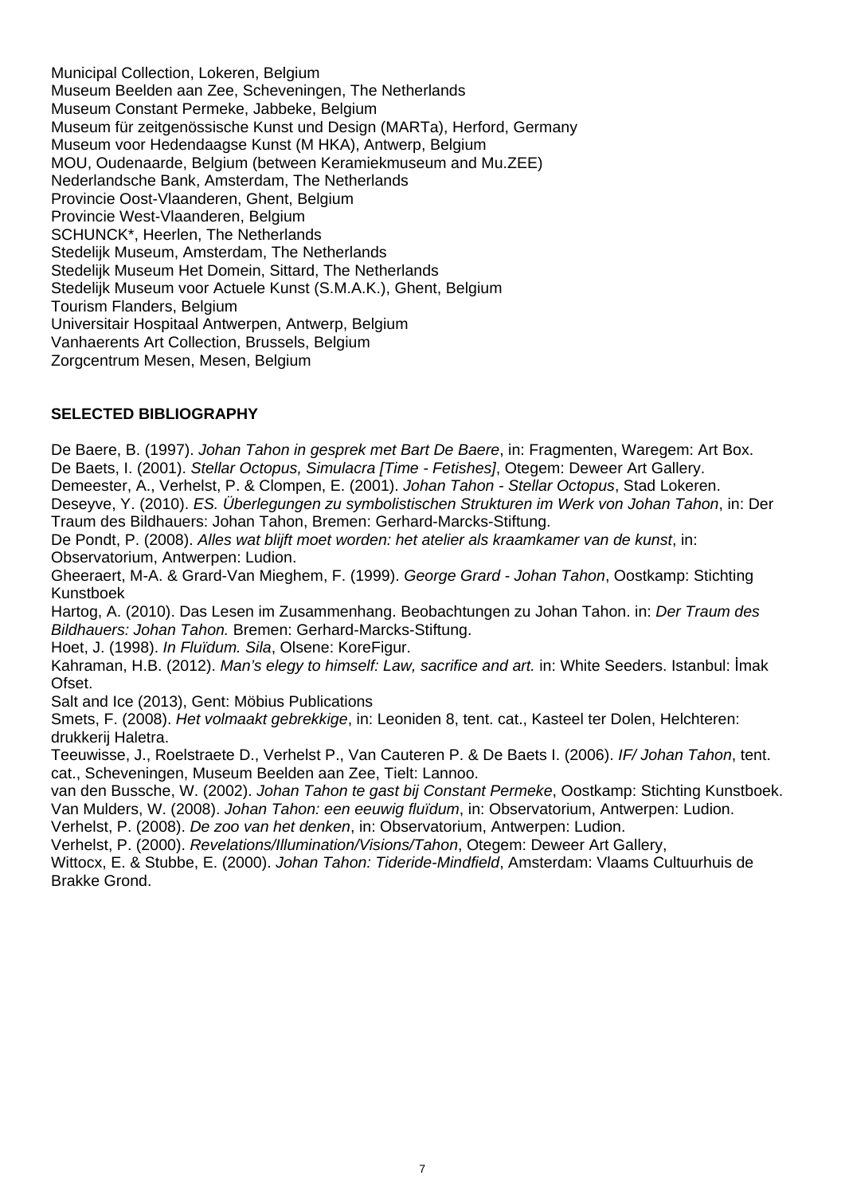Municipal Collection, Lokeren, Belgium
Museum Beelden aan Zee, Scheveningen, The Netherlands
Museum Constant Permeke, Jabbeke, Belgium
Museum für zeitgenössische Kunst und Design (MARTa), Herford, Germany
Museum voor Hedendaagse Kunst (M HKA), Antwerp, Belgium
MOU, Oudenaarde, Belgium (between Keramiekmuseum and Mu.ZEE)
Nederlandsche Bank, Amsterdam, The Netherlands
Provincie Oost-Vlaanderen, Ghent, Belgium
Provincie West-Vlaanderen, Belgium
SCHUNCK*, Heerlen, The Netherlands
Stedelijk Museum, Amsterdam, The Netherlands
Stedelijk Museum Het Domein, Sittard, The Netherlands
Stedelijk Museum voor Actuele Kunst (S.M.A.K.), Ghent, Belgium
Tourism Flanders, Belgium
Universitair Hospitaal Antwerpen, Antwerp, Belgium
Vanhaerents Art Collection, Brussels, Belgium
Zorgcentrum Mesen, Mesen, Belgium

**SELECTED BIBLIOGRAPHY**

De Baere, B. (1997). *Johan Tahon in gesprek met Bart De Baere*, in: Fragmenten, Waregem: Art Box.
De Baets, I. (2001). *Stellar Octopus, Simulacra [Time - Fetishes]*, Otegem: Deweer Art Gallery.
Demeester, A., Verhelst, P. & Clompen, E. (2001). *Johan Tahon - Stellar Octopus*, Stad Lokeren.
Deseyve, Y. (2010). *ES. Überlegungen zu symbolistischen Strukturen im Werk von Johan Tahon*, in: Der Traum des Bildhauers: Johan Tahon, Bremen: Gerhard-Marcks-Stiftung.
De Pondt, P. (2008). *Alles wat blijft moet worden: het atelier als kraamkamer van de kunst*, in: Observatorium, Antwerpen: Ludion.
Gheeraert, M-A. & Grard-Van Mieghem, F. (1999). *George Grard - Johan Tahon*, Oostkamp: Stichting Kunstboek
Hartog, A. (2010). Das Lesen im Zusammenhang. Beobachtungen zu Johan Tahon. in: *Der Traum des Bildhauers: Johan Tahon.* Bremen: Gerhard-Marcks-Stiftung.
Hoet, J. (1998). *In Fluïdum. Sila*, Olsene: KoreFigur.
Kahraman, H.B. (2012). *Man's elegy to himself: Law, sacrifice and art.* in: White Seeders. Istanbul: İmak Ofset.
Salt and Ice (2013), Gent: Möbius Publications
Smets, F. (2008). *Het volmaakt gebrekkige*, in: Leoniden 8, tent. cat., Kasteel ter Dolen, Helchteren: drukkerij Haletra.
Teeuwisse, J., Roelstraete D., Verhelst P., Van Cauteren P. & De Baets I. (2006). *IF/ Johan Tahon*, tent. cat., Scheveningen, Museum Beelden aan Zee, Tielt: Lannoo.
van den Bussche, W. (2002). *Johan Tahon te gast bij Constant Permeke*, Oostkamp: Stichting Kunstboek.
Van Mulders, W. (2008). *Johan Tahon: een eeuwig fluïdum*, in: Observatorium, Antwerpen: Ludion.
Verhelst, P. (2008). *De zoo van het denken*, in: Observatorium, Antwerpen: Ludion.
Verhelst, P. (2000). *Revelations/Illumination/Visions/Tahon*, Otegem: Deweer Art Gallery,
Wittocx, E. & Stubbe, E. (2000). *Johan Tahon: Tideride-Mindfield*, Amsterdam: Vlaams Cultuurhuis de Brakke Grond.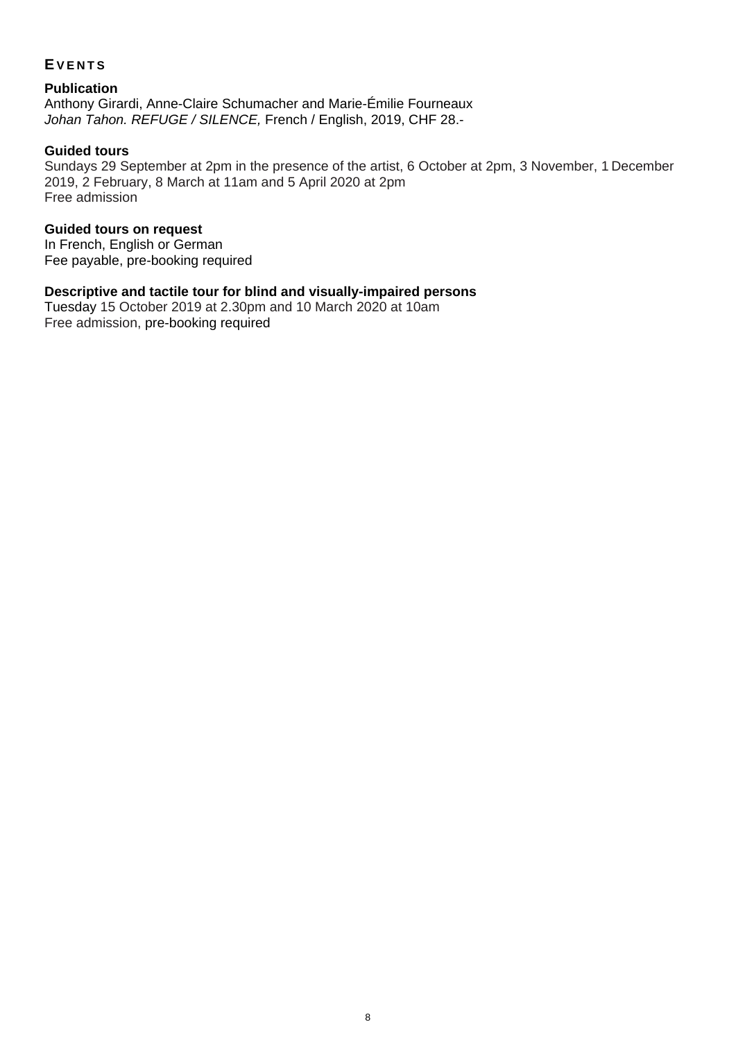## EVENTS

**Publication**
Anthony Girardi, Anne-Claire Schumacher and Marie-Émilie Fourneaux
*Johan Tahon. REFUGE / SILENCE,* French / English, 2019, CHF 28.-

**Guided tours**
Sundays 29 September at 2pm in the presence of the artist, 6 October at 2pm, 3 November, 1 December 2019, 2 February, 8 March at 11am and 5 April 2020 at 2pm
Free admission

**Guided tours on request**
In French, English or German
Fee payable, pre-booking required

**Descriptive and tactile tour for blind and visually-impaired persons**
Tuesday 15 October 2019 at 2.30pm and 10 March 2020 at 10am
Free admission, pre-booking required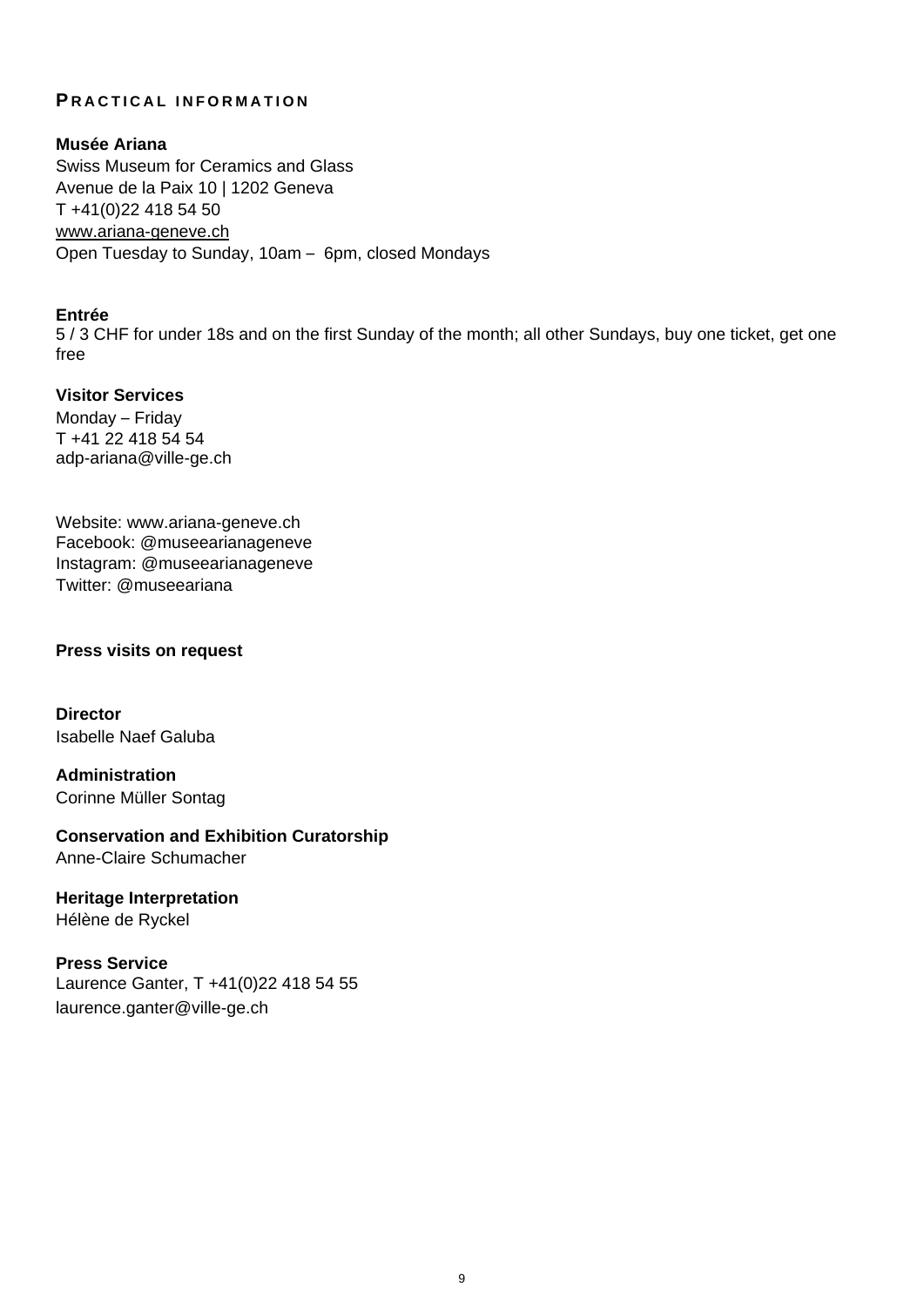## PRACTICAL INFORMATION

**Musée Ariana**
Swiss Museum for Ceramics and Glass
Avenue de la Paix 10 | 1202 Geneva
T +41(0)22 418 54 50
www.ariana-geneve.ch
Open Tuesday to Sunday, 10am – 6pm, closed Mondays

**Entrée**
5 / 3 CHF for under 18s and on the first Sunday of the month; all other Sundays, buy one ticket, get one free

**Visitor Services**
Monday – Friday
T +41 22 418 54 54
adp-ariana@ville-ge.ch

Website: www.ariana-geneve.ch
Facebook: @museearianageneve
Instagram: @museearianageneve
Twitter: @museeariana

**Press visits on request**

**Director**
Isabelle Naef Galuba

**Administration**
Corinne Müller Sontag

**Conservation and Exhibition Curatorship**
Anne-Claire Schumacher

**Heritage Interpretation**
Hélène de Ryckel

**Press Service**
Laurence Ganter, T +41(0)22 418 54 55
laurence.ganter@ville-ge.ch